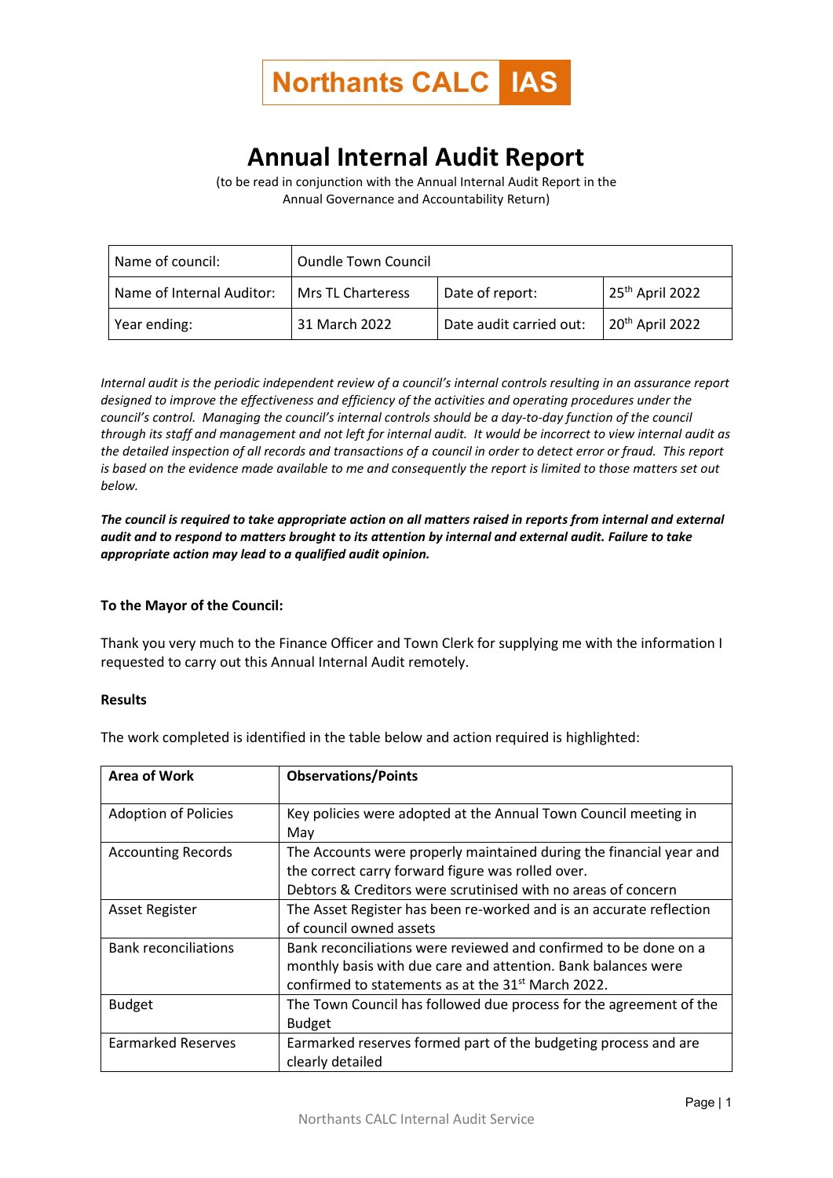**Northants CALC IAS**

# Annual Internal Audit Report

(to be read in conjunction with the Annual Internal Audit Report in the Annual Governance and Accountability Return)

| Name of council: | Oundle Town Council | | |
|---|---|---|---|
| Name of Internal Auditor: | Mrs TL Charteress | Date of report: | 25th April 2022 |
| Year ending: | 31 March 2022 | Date audit carried out: | 20th April 2022 |

*Internal audit is the periodic independent review of a council's internal controls resulting in an assurance report designed to improve the effectiveness and efficiency of the activities and operating procedures under the council's control. Managing the council's internal controls should be a day-to-day function of the council through its staff and management and not left for internal audit. It would be incorrect to view internal audit as the detailed inspection of all records and transactions of a council in order to detect error or fraud. This report is based on the evidence made available to me and consequently the report is limited to those matters set out below.*

***The council is required to take appropriate action on all matters raised in reports from internal and external audit and to respond to matters brought to its attention by internal and external audit. Failure to take appropriate action may lead to a qualified audit opinion.***

**To the Mayor of the Council:**

Thank you very much to the Finance Officer and Town Clerk for supplying me with the information I requested to carry out this Annual Internal Audit remotely.

**Results**

The work completed is identified in the table below and action required is highlighted:

| **Area of Work** | **Observations/Points** |
|---|---|
| Adoption of Policies | Key policies were adopted at the Annual Town Council meeting in May |
| Accounting Records | The Accounts were properly maintained during the financial year and the correct carry forward figure was rolled over.<br>Debtors & Creditors were scrutinised with no areas of concern |
| Asset Register | The Asset Register has been re-worked and is an accurate reflection of council owned assets |
| Bank reconciliations | Bank reconciliations were reviewed and confirmed to be done on a monthly basis with due care and attention. Bank balances were confirmed to statements as at the 31st March 2022. |
| Budget | The Town Council has followed due process for the agreement of the Budget |
| Earmarked Reserves | Earmarked reserves formed part of the budgeting process and are clearly detailed |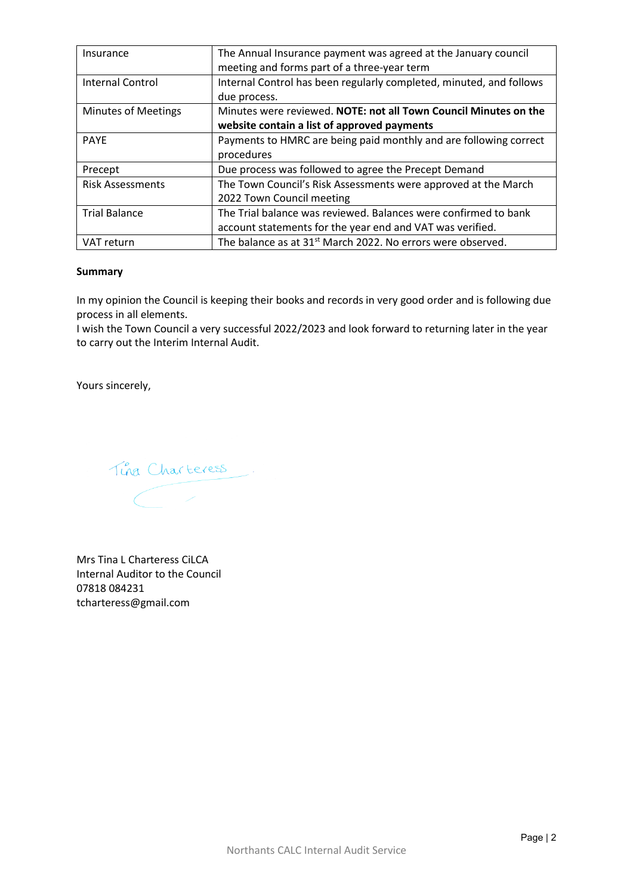| | |
|---|---|
| Insurance | The Annual Insurance payment was agreed at the January council meeting and forms part of a three-year term |
| Internal Control | Internal Control has been regularly completed, minuted, and follows due process. |
| Minutes of Meetings | Minutes were reviewed. **NOTE: not all Town Council Minutes on the website contain a list of approved payments** |
| PAYE | Payments to HMRC are being paid monthly and are following correct procedures |
| Precept | Due process was followed to agree the Precept Demand |
| Risk Assessments | The Town Council's Risk Assessments were approved at the March 2022 Town Council meeting |
| Trial Balance | The Trial balance was reviewed. Balances were confirmed to bank account statements for the year end and VAT was verified. |
| VAT return | The balance as at 31st March 2022. No errors were observed. |

**Summary**

In my opinion the Council is keeping their books and records in very good order and is following due process in all elements.
I wish the Town Council a very successful 2022/2023 and look forward to returning later in the year to carry out the Interim Internal Audit.

Yours sincerely,

Tina Charteress

Mrs Tina L Charteress CiLCA
Internal Auditor to the Council
07818 084231
tcharteress@gmail.com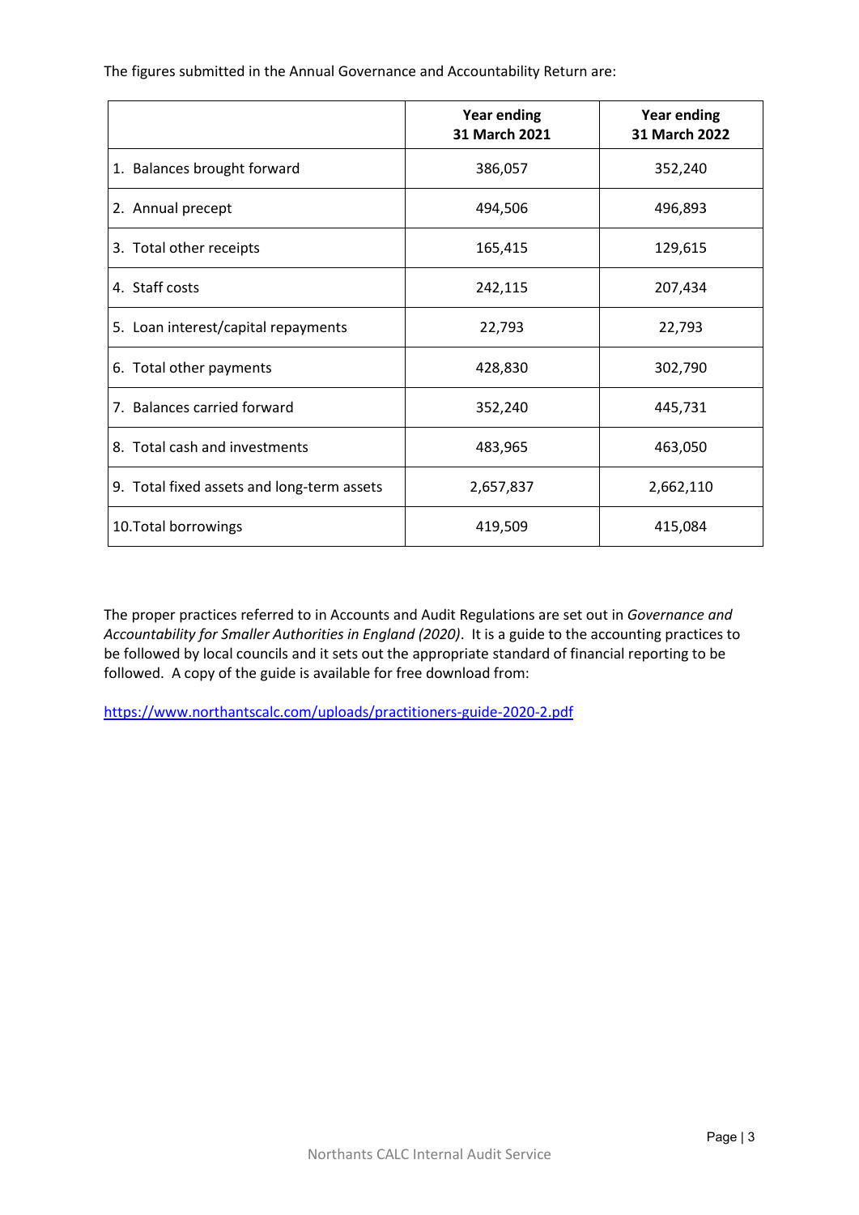The figures submitted in the Annual Governance and Accountability Return are:

| | Year ending 31 March 2021 | Year ending 31 March 2022 |
|---|---|---|
| 1. Balances brought forward | 386,057 | 352,240 |
| 2. Annual precept | 494,506 | 496,893 |
| 3. Total other receipts | 165,415 | 129,615 |
| 4. Staff costs | 242,115 | 207,434 |
| 5. Loan interest/capital repayments | 22,793 | 22,793 |
| 6. Total other payments | 428,830 | 302,790 |
| 7. Balances carried forward | 352,240 | 445,731 |
| 8. Total cash and investments | 483,965 | 463,050 |
| 9. Total fixed assets and long-term assets | 2,657,837 | 2,662,110 |
| 10.Total borrowings | 419,509 | 415,084 |

The proper practices referred to in Accounts and Audit Regulations are set out in *Governance and Accountability for Smaller Authorities in England (2020)*. It is a guide to the accounting practices to be followed by local councils and it sets out the appropriate standard of financial reporting to be followed. A copy of the guide is available for free download from:

https://www.northantscalc.com/uploads/practitioners-guide-2020-2.pdf